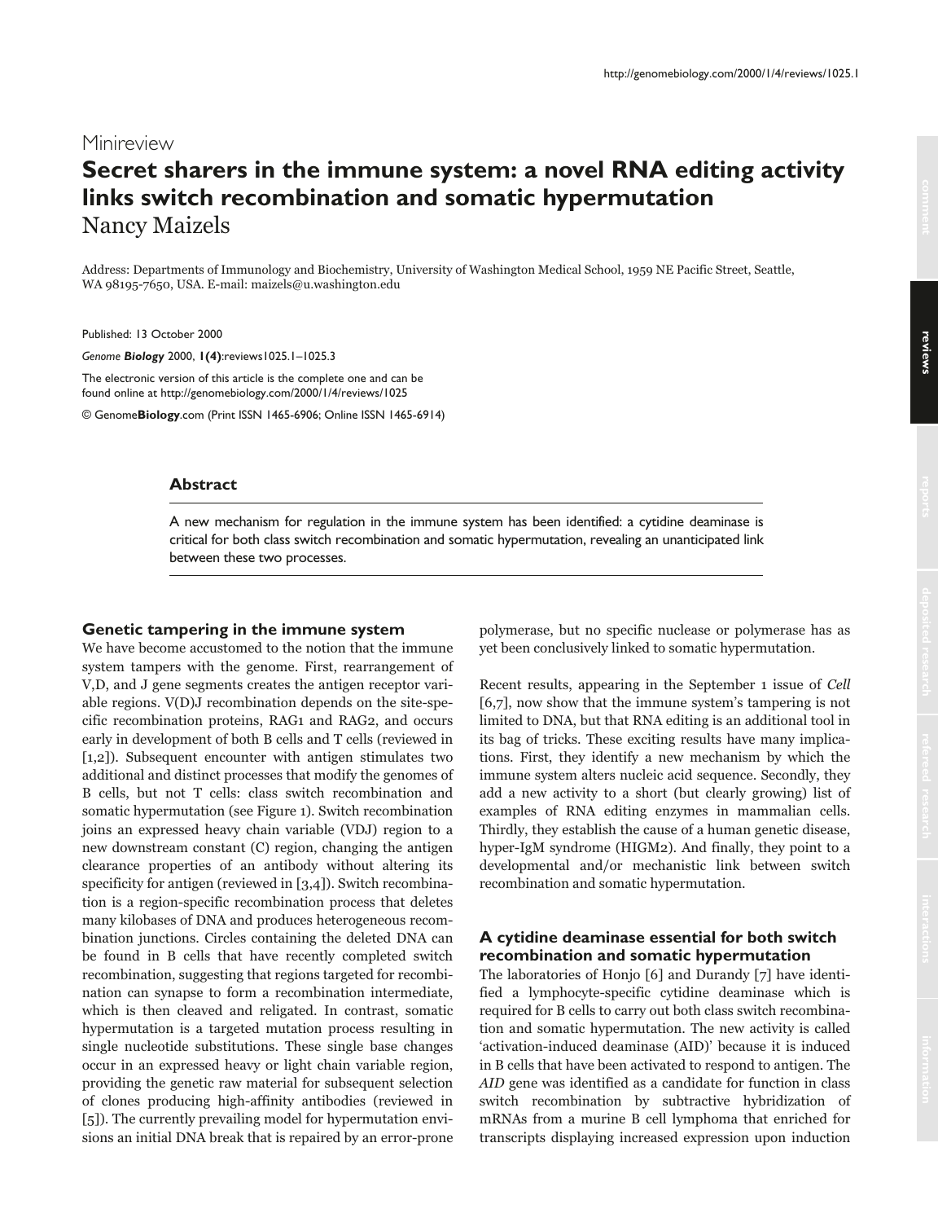Minireview

# Secret sharers in the immune system: a novel RNA editing activity links switch recombination and somatic hypermutation

Nancy Maizels

Address: Departments of Immunology and Biochemistry, University of Washington Medical School, 1959 NE Pacific Street, Seattle, WA 98195-7650, USA. E-mail: maizels@u.washington.edu

Published: 13 October 2000

*Genome **Biology*** 2000, **1(4)**:reviews1025.1–1025.3

The electronic version of this article is the complete one and can be found online at http://genomebiology.com/2000/1/4/reviews/1025

© Genome**Biology**.com (Print ISSN 1465-6906; Online ISSN 1465-6914)

### Abstract

A new mechanism for regulation in the immune system has been identified: a cytidine deaminase is critical for both class switch recombination and somatic hypermutation, revealing an unanticipated link between these two processes.

## Genetic tampering in the immune system

We have become accustomed to the notion that the immune system tampers with the genome. First, rearrangement of V,D, and J gene segments creates the antigen receptor variable regions. V(D)J recombination depends on the site-specific recombination proteins, RAG1 and RAG2, and occurs early in development of both B cells and T cells (reviewed in [1,2]). Subsequent encounter with antigen stimulates two additional and distinct processes that modify the genomes of B cells, but not T cells: class switch recombination and somatic hypermutation (see Figure 1). Switch recombination joins an expressed heavy chain variable (VDJ) region to a new downstream constant (C) region, changing the antigen clearance properties of an antibody without altering its specificity for antigen (reviewed in [3,4]). Switch recombination is a region-specific recombination process that deletes many kilobases of DNA and produces heterogeneous recombination junctions. Circles containing the deleted DNA can be found in B cells that have recently completed switch recombination, suggesting that regions targeted for recombination can synapse to form a recombination intermediate, which is then cleaved and religated. In contrast, somatic hypermutation is a targeted mutation process resulting in single nucleotide substitutions. These single base changes occur in an expressed heavy or light chain variable region, providing the genetic raw material for subsequent selection of clones producing high-affinity antibodies (reviewed in [5]). The currently prevailing model for hypermutation envisions an initial DNA break that is repaired by an error-prone polymerase, but no specific nuclease or polymerase has as yet been conclusively linked to somatic hypermutation.

Recent results, appearing in the September 1 issue of *Cell* [6,7], now show that the immune system's tampering is not limited to DNA, but that RNA editing is an additional tool in its bag of tricks. These exciting results have many implications. First, they identify a new mechanism by which the immune system alters nucleic acid sequence. Secondly, they add a new activity to a short (but clearly growing) list of examples of RNA editing enzymes in mammalian cells. Thirdly, they establish the cause of a human genetic disease, hyper-IgM syndrome (HIGM2). And finally, they point to a developmental and/or mechanistic link between switch recombination and somatic hypermutation.

## A cytidine deaminase essential for both switch recombination and somatic hypermutation

The laboratories of Honjo [6] and Durandy [7] have identified a lymphocyte-specific cytidine deaminase which is required for B cells to carry out both class switch recombination and somatic hypermutation. The new activity is called 'activation-induced deaminase (AID)' because it is induced in B cells that have been activated to respond to antigen. The *AID* gene was identified as a candidate for function in class switch recombination by subtractive hybridization of mRNAs from a murine B cell lymphoma that enriched for transcripts displaying increased expression upon induction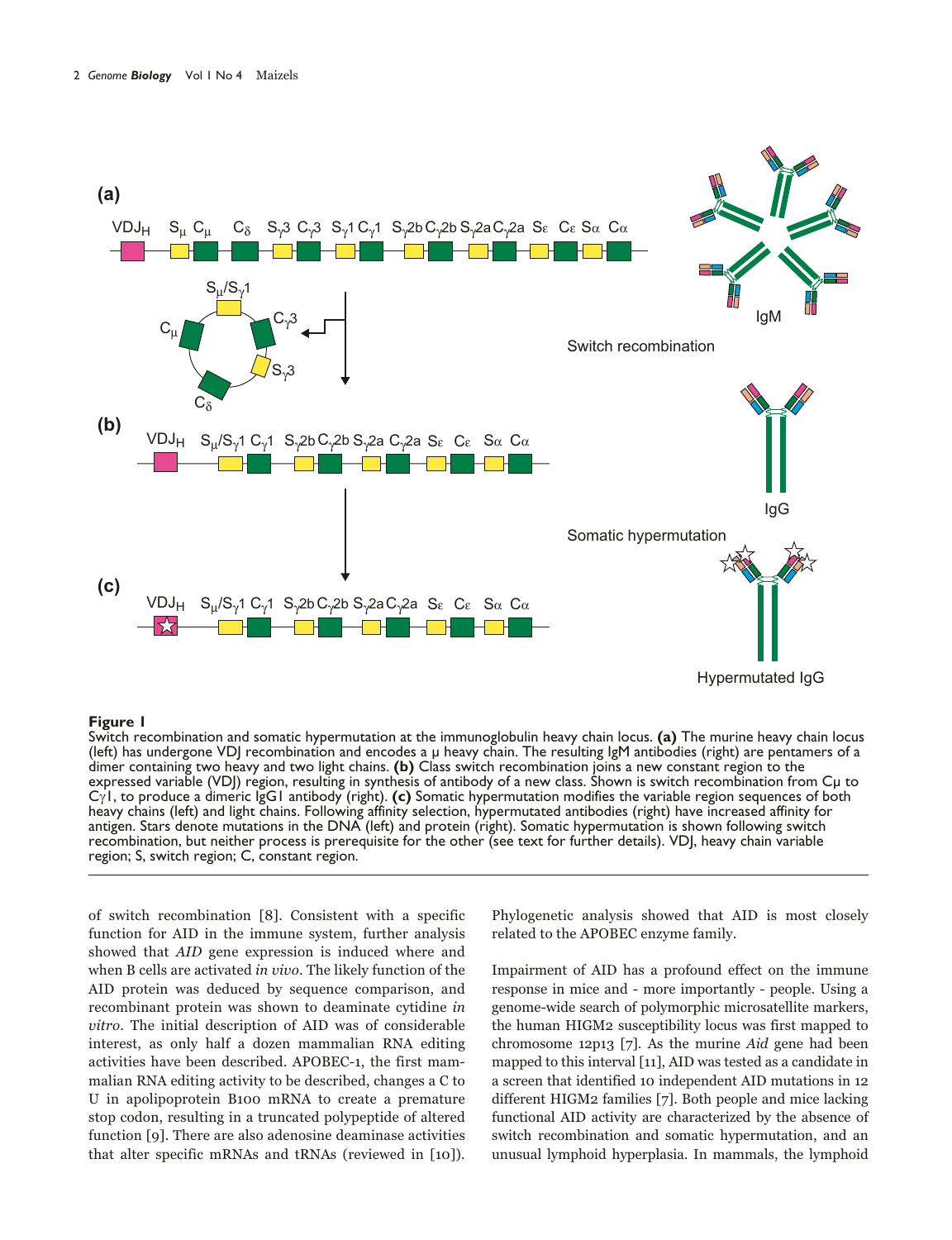**Figure 1**
Switch recombination and somatic hypermutation at the immunoglobulin heavy chain locus. **(a)** The murine heavy chain locus (left) has undergone VDJ recombination and encodes a μ heavy chain. The resulting IgM antibodies (right) are pentamers of a dimer containing two heavy and two light chains. **(b)** Class switch recombination joins a new constant region to the expressed variable (VDJ) region, resulting in synthesis of antibody of a new class. Shown is switch recombination from Cμ to Cγ1, to produce a dimeric IgG1 antibody (right). **(c)** Somatic hypermutation modifies the variable region sequences of both heavy chains (left) and light chains. Following affinity selection, hypermutated antibodies (right) have increased affinity for antigen. Stars denote mutations in the DNA (left) and protein (right). Somatic hypermutation is shown following switch recombination, but neither process is prerequisite for the other (see text for further details). VDJ, heavy chain variable region; S, switch region; C, constant region.

of switch recombination [8]. Consistent with a specific function for AID in the immune system, further analysis showed that *AID* gene expression is induced where and when B cells are activated *in vivo*. The likely function of the AID protein was deduced by sequence comparison, and recombinant protein was shown to deaminate cytidine *in vitro*. The initial description of AID was of considerable interest, as only half a dozen mammalian RNA editing activities have been described. APOBEC-1, the first mammalian RNA editing activity to be described, changes a C to U in apolipoprotein B100 mRNA to create a premature stop codon, resulting in a truncated polypeptide of altered function [9]. There are also adenosine deaminase activities that alter specific mRNAs and tRNAs (reviewed in [10]). Phylogenetic analysis showed that AID is most closely related to the APOBEC enzyme family.

Impairment of AID has a profound effect on the immune response in mice and - more importantly - people. Using a genome-wide search of polymorphic microsatellite markers, the human HIGM2 susceptibility locus was first mapped to chromosome 12p13 [7]. As the murine *Aid* gene had been mapped to this interval [11], AID was tested as a candidate in a screen that identified 10 independent AID mutations in 12 different HIGM2 families [7]. Both people and mice lacking functional AID activity are characterized by the absence of switch recombination and somatic hypermutation, and an unusual lymphoid hyperplasia. In mammals, the lymphoid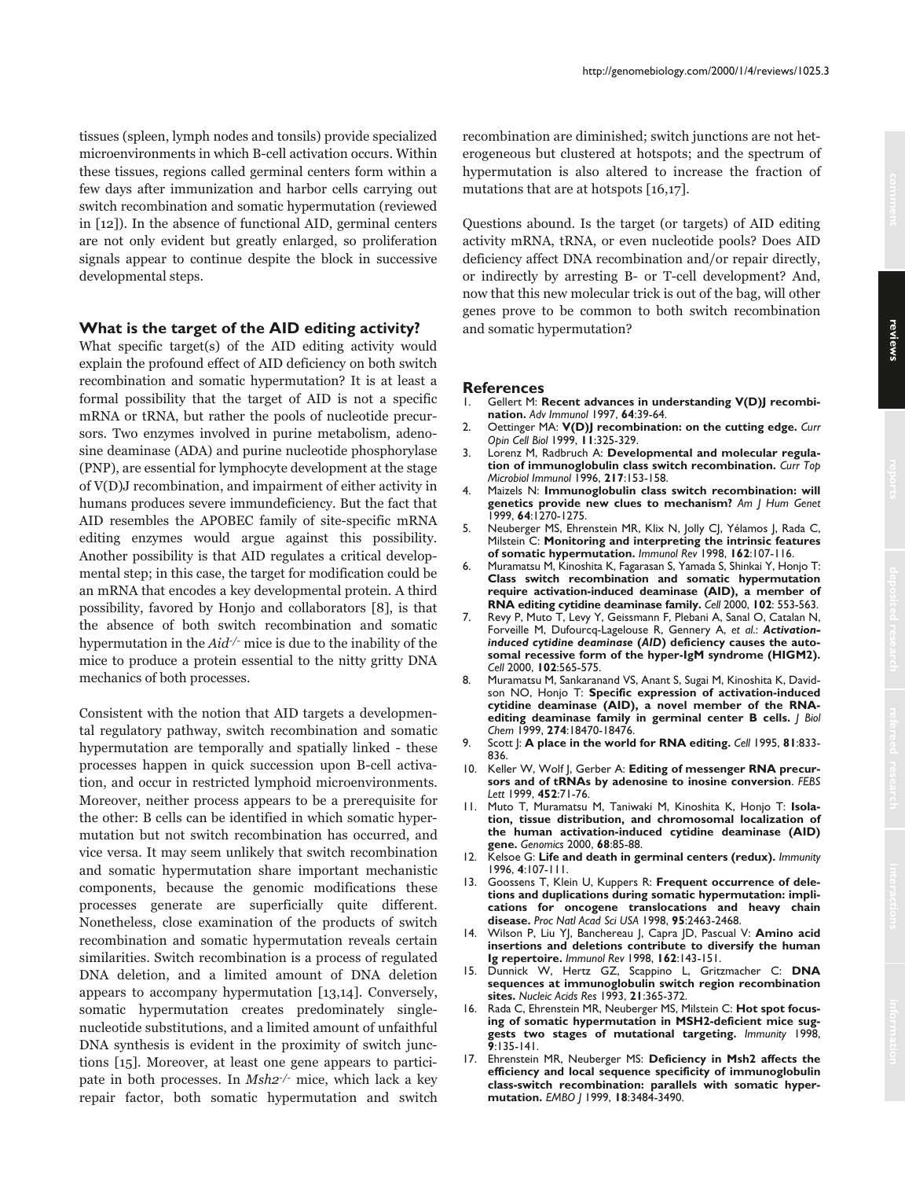tissues (spleen, lymph nodes and tonsils) provide specialized microenvironments in which B-cell activation occurs. Within these tissues, regions called germinal centers form within a few days after immunization and harbor cells carrying out switch recombination and somatic hypermutation (reviewed in [12]). In the absence of functional AID, germinal centers are not only evident but greatly enlarged, so proliferation signals appear to continue despite the block in successive developmental steps.

### What is the target of the AID editing activity?

What specific target(s) of the AID editing activity would explain the profound effect of AID deficiency on both switch recombination and somatic hypermutation? It is at least a formal possibility that the target of AID is not a specific mRNA or tRNA, but rather the pools of nucleotide precursors. Two enzymes involved in purine metabolism, adenosine deaminase (ADA) and purine nucleotide phosphorylase (PNP), are essential for lymphocyte development at the stage of V(D)J recombination, and impairment of either activity in humans produces severe immundeficiency. But the fact that AID resembles the APOBEC family of site-specific mRNA editing enzymes would argue against this possibility. Another possibility is that AID regulates a critical developmental step; in this case, the target for modification could be an mRNA that encodes a key developmental protein. A third possibility, favored by Honjo and collaborators [8], is that the absence of both switch recombination and somatic hypermutation in the *Aid*$^{-/-}$ mice is due to the inability of the mice to produce a protein essential to the nitty gritty DNA mechanics of both processes.

Consistent with the notion that AID targets a developmental regulatory pathway, switch recombination and somatic hypermutation are temporally and spatially linked - these processes happen in quick succession upon B-cell activation, and occur in restricted lymphoid microenvironments. Moreover, neither process appears to be a prerequisite for the other: B cells can be identified in which somatic hypermutation but not switch recombination has occurred, and vice versa. It may seem unlikely that switch recombination and somatic hypermutation share important mechanistic components, because the genomic modifications these processes generate are superficially quite different. Nonetheless, close examination of the products of switch recombination and somatic hypermutation reveals certain similarities. Switch recombination is a process of regulated DNA deletion, and a limited amount of DNA deletion appears to accompany hypermutation [13,14]. Conversely, somatic hypermutation creates predominately single-nucleotide substitutions, and a limited amount of unfaithful DNA synthesis is evident in the proximity of switch junctions [15]. Moreover, at least one gene appears to participate in both processes. In *Msh2*$^{-/-}$ mice, which lack a key repair factor, both somatic hypermutation and switch recombination are diminished; switch junctions are not heterogeneous but clustered at hotspots; and the spectrum of hypermutation is also altered to increase the fraction of mutations that are at hotspots [16,17].

Questions abound. Is the target (or targets) of AID editing activity mRNA, tRNA, or even nucleotide pools? Does AID deficiency affect DNA recombination and/or repair directly, or indirectly by arresting B- or T-cell development? And, now that this new molecular trick is out of the bag, will other genes prove to be common to both switch recombination and somatic hypermutation?

### References

1. Gellert M: **Recent advances in understanding V(D)J recombination.** *Adv Immunol* 1997, **64**:39-64.
2. Oettinger MA: **V(D)J recombination: on the cutting edge.** *Curr Opin Cell Biol* 1999, **11**:325-329.
3. Lorenz M, Radbruch A: **Developmental and molecular regulation of immunoglobulin class switch recombination.** *Curr Top Microbiol Immunol* 1996, **217**:153-158.
4. Maizels N: **Immunoglobulin class switch recombination: will genetics provide new clues to mechanism?** *Am J Hum Genet* 1999, **64**:1270-1275.
5. Neuberger MS, Ehrenstein MR, Klix N, Jolly CJ, Yélamos J, Rada C, Milstein C: **Monitoring and interpreting the intrinsic features of somatic hypermutation.** *Immunol Rev* 1998, **162**:107-116.
6. Muramatsu M, Kinoshita K, Fagarasan S, Yamada S, Shinkai Y, Honjo T: **Class switch recombination and somatic hypermutation require activation-induced deaminase (AID), a member of RNA editing cytidine deaminase family.** *Cell* 2000, **102**: 553-563.
7. Revy P, Muto T, Levy Y, Geissmann F, Plebani A, Sanal O, Catalan N, Forveille M, Dufourcq-Lagelouse R, Gennery A, *et al.*: ***Activation-induced cytidine deaminase* (*AID*) deficiency causes the autosomal recessive form of the hyper-IgM syndrome (HIGM2).** *Cell* 2000, **102**:565-575.
8. Muramatsu M, Sankaranand VS, Anant S, Sugai M, Kinoshita K, Davidson NO, Honjo T: **Specific expression of activation-induced cytidine deaminase (AID), a novel member of the RNA-editing deaminase family in germinal center B cells.** *J Biol Chem* 1999, **274**:18470-18476.
9. Scott J: **A place in the world for RNA editing.** *Cell* 1995, **81**:833-836.
10. Keller W, Wolf J, Gerber A: **Editing of messenger RNA precursors and of tRNAs by adenosine to inosine conversion**. *FEBS Lett* 1999, **452**:71-76.
11. Muto T, Muramatsu M, Taniwaki M, Kinoshita K, Honjo T: **Isolation, tissue distribution, and chromosomal localization of the human activation-induced cytidine deaminase (AID) gene.** *Genomics* 2000, **68**:85-88.
12. Kelsoe G: **Life and death in germinal centers (redux).** *Immunity* 1996, **4**:107-111.
13. Goossens T, Klein U, Kuppers R: **Frequent occurrence of deletions and duplications during somatic hypermutation: implications for oncogene translocations and heavy chain disease.** *Proc Natl Acad Sci USA* 1998, **95**:2463-2468.
14. Wilson P, Liu YJ, Banchereau J, Capra JD, Pascual V: **Amino acid insertions and deletions contribute to diversify the human Ig repertoire.** *Immunol Rev* 1998, **162**:143-151.
15. Dunnick W, Hertz GZ, Scappino L, Gritzmacher C: **DNA sequences at immunoglobulin switch region recombination sites.** *Nucleic Acids Res* 1993, **21**:365-372.
16. Rada C, Ehrenstein MR, Neuberger MS, Milstein C: **Hot spot focusing of somatic hypermutation in MSH2-deficient mice suggests two stages of mutational targeting.** *Immunity* 1998, **9**:135-141.
17. Ehrenstein MR, Neuberger MS: **Deficiency in Msh2 affects the efficiency and local sequence specificity of immunoglobulin class-switch recombination: parallels with somatic hypermutation.** *EMBO J* 1999, **18**:3484-3490.